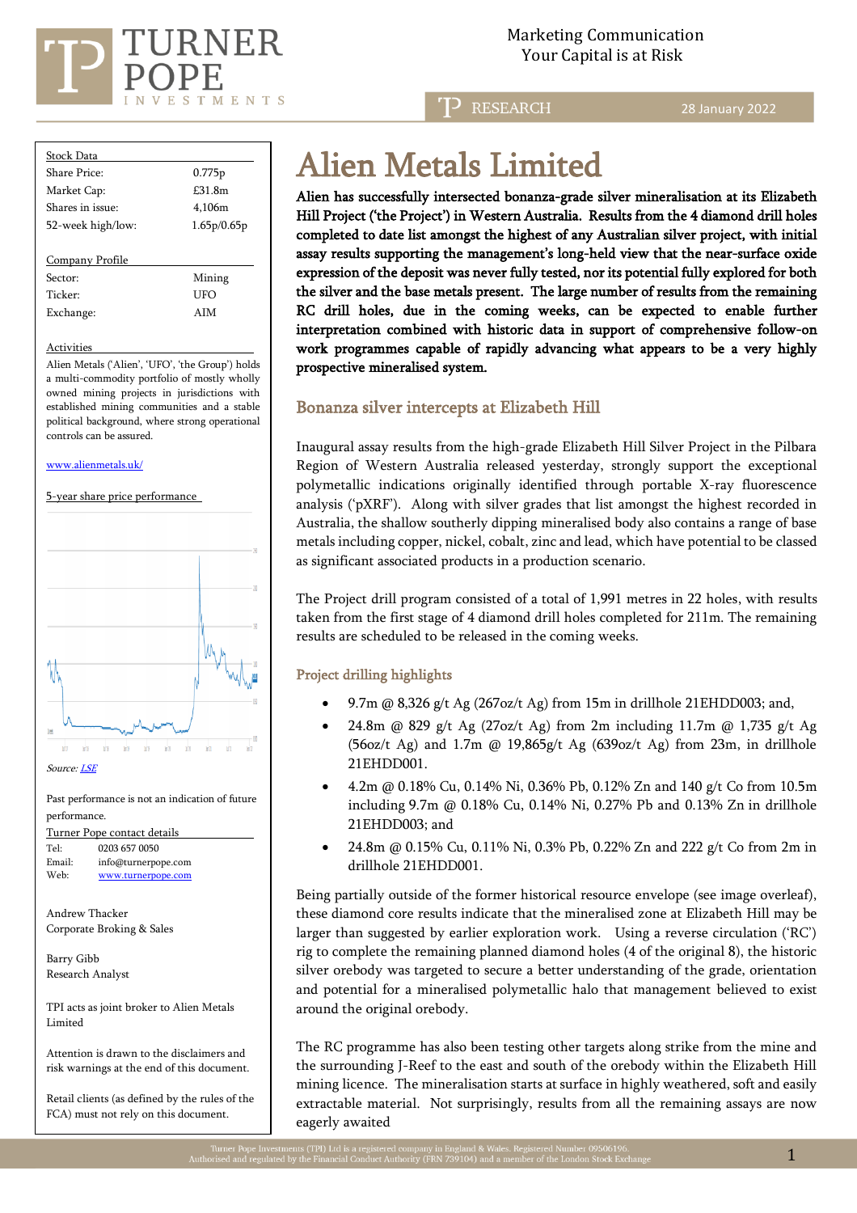Marketing Communication
Your Capital is at Risk

RESEARCH 28 January 2022

# Alien Metals Limited

**Alien has successfully intersected bonanza-grade silver mineralisation at its Elizabeth Hill Project ('the Project') in Western Australia. Results from the 4 diamond drill holes completed to date list amongst the highest of any Australian silver project, with initial assay results supporting the management's long-held view that the near-surface oxide expression of the deposit was never fully tested, nor its potential fully explored for both the silver and the base metals present. The large number of results from the remaining RC drill holes, due in the coming weeks, can be expected to enable further interpretation combined with historic data in support of comprehensive follow-on work programmes capable of rapidly advancing what appears to be a very highly prospective mineralised system.**

## Bonanza silver intercepts at Elizabeth Hill

Inaugural assay results from the high-grade Elizabeth Hill Silver Project in the Pilbara Region of Western Australia released yesterday, strongly support the exceptional polymetallic indications originally identified through portable X-ray fluorescence analysis ('pXRF'). Along with silver grades that list amongst the highest recorded in Australia, the shallow southerly dipping mineralised body also contains a range of base metals including copper, nickel, cobalt, zinc and lead, which have potential to be classed as significant associated products in a production scenario.

The Project drill program consisted of a total of 1,991 metres in 22 holes, with results taken from the first stage of 4 diamond drill holes completed for 211m. The remaining results are scheduled to be released in the coming weeks.

### Project drilling highlights

- 9.7m @ 8,326 g/t Ag (267oz/t Ag) from 15m in drillhole 21EHDD003; and,
- 24.8m @ 829 g/t Ag (27oz/t Ag) from 2m including 11.7m @ 1,735 g/t Ag (56oz/t Ag) and 1.7m @ 19,865g/t Ag (639oz/t Ag) from 23m, in drillhole 21EHDD001.
- 4.2m @ 0.18% Cu, 0.14% Ni, 0.36% Pb, 0.12% Zn and 140 g/t Co from 10.5m including 9.7m @ 0.18% Cu, 0.14% Ni, 0.27% Pb and 0.13% Zn in drillhole 21EHDD003; and
- 24.8m @ 0.15% Cu, 0.11% Ni, 0.3% Pb, 0.22% Zn and 222 g/t Co from 2m in drillhole 21EHDD001.

Being partially outside of the former historical resource envelope (see image overleaf), these diamond core results indicate that the mineralised zone at Elizabeth Hill may be larger than suggested by earlier exploration work. Using a reverse circulation ('RC') rig to complete the remaining planned diamond holes (4 of the original 8), the historic silver orebody was targeted to secure a better understanding of the grade, orientation and potential for a mineralised polymetallic halo that management believed to exist around the original orebody.

The RC programme has also been testing other targets along strike from the mine and the surrounding J-Reef to the east and south of the orebody within the Elizabeth Hill mining licence. The mineralisation starts at surface in highly weathered, soft and easily extractable material. Not surprisingly, results from all the remaining assays are now eagerly awaited

| Stock Data | |
|---|---|
| Share Price: | 0.775p |
| Market Cap: | £31.8m |
| Shares in issue: | 4,106m |
| 52-week high/low: | 1.65p/0.65p |

| Company Profile | |
|---|---|
| Sector: | Mining |
| Ticker: | UFO |
| Exchange: | AIM |

Activities

Alien Metals ('Alien', 'UFO', 'the Group') holds a multi-commodity portfolio of mostly wholly owned mining projects in jurisdictions with established mining communities and a stable political background, where strong operational controls can be assured.

www.alienmetals.uk/

5-year share price performance

*Source: LSE*

Past performance is not an indication of future performance.

Turner Pope contact details

| | |
|---|---|
| Tel: | 0203 657 0050 |
| Email: | info@turnerpope.com |
| Web: | www.turnerpope.com |

Andrew Thacker
Corporate Broking & Sales

Barry Gibb
Research Analyst

TPI acts as joint broker to Alien Metals Limited

Attention is drawn to the disclaimers and risk warnings at the end of this document.

Retail clients (as defined by the rules of the FCA) must not rely on this document.

Turner Pope Investments (TPI) Ltd is a registered company in England & Wales. Registered Number 09506196.
Authorised and regulated by the Financial Conduct Authority (FRN 739104) and a member of the London Stock Exchange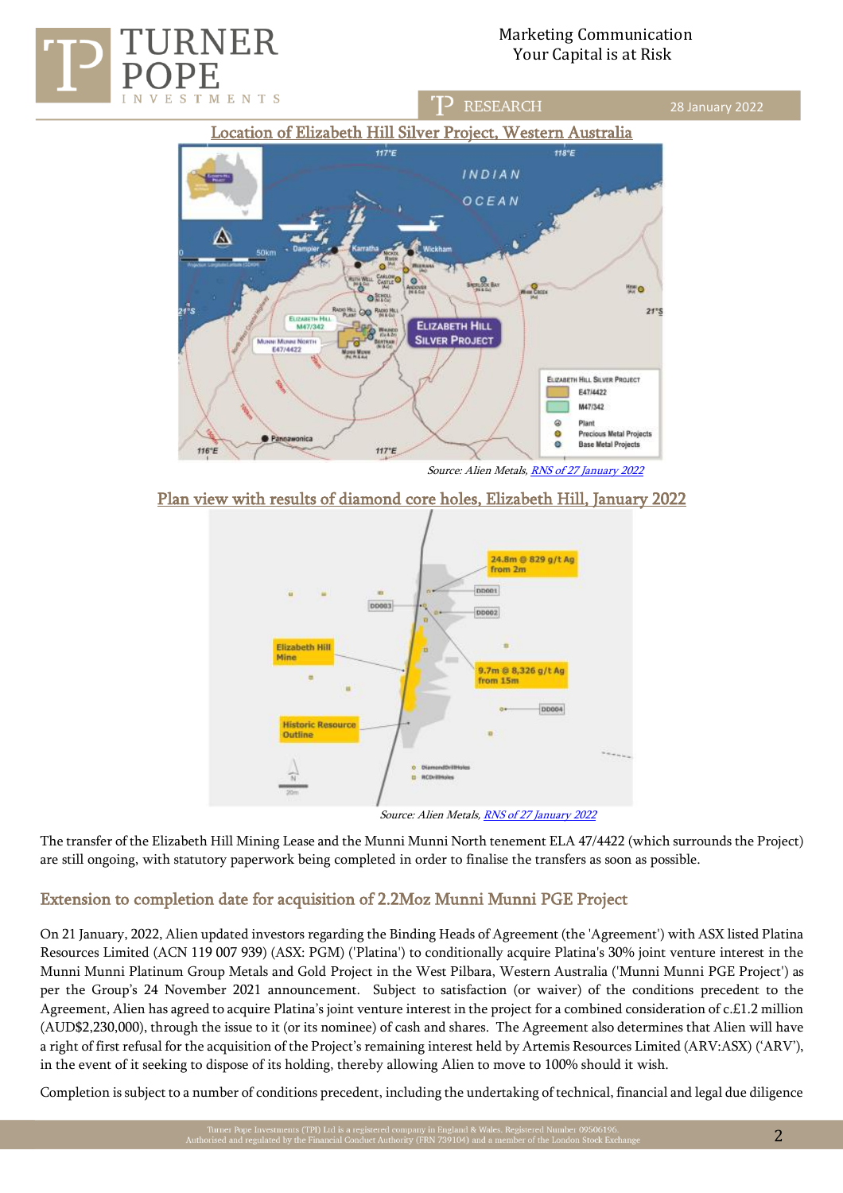Location of Elizabeth Hill Silver Project, Western Australia

Source: Alien Metals, RNS of 27 January 2022

Plan view with results of diamond core holes, Elizabeth Hill, January 2022

Source: Alien Metals, RNS of 27 January 2022

The transfer of the Elizabeth Hill Mining Lease and the Munni Munni North tenement ELA 47/4422 (which surrounds the Project) are still ongoing, with statutory paperwork being completed in order to finalise the transfers as soon as possible.

## Extension to completion date for acquisition of 2.2Moz Munni Munni PGE Project

On 21 January, 2022, Alien updated investors regarding the Binding Heads of Agreement (the 'Agreement') with ASX listed Platina Resources Limited (ACN 119 007 939) (ASX: PGM) ('Platina') to conditionally acquire Platina's 30% joint venture interest in the Munni Munni Platinum Group Metals and Gold Project in the West Pilbara, Western Australia ('Munni Munni PGE Project') as per the Group's 24 November 2021 announcement. Subject to satisfaction (or waiver) of the conditions precedent to the Agreement, Alien has agreed to acquire Platina's joint venture interest in the project for a combined consideration of c.£1.2 million (AUD$2,230,000), through the issue to it (or its nominee) of cash and shares. The Agreement also determines that Alien will have a right of first refusal for the acquisition of the Project's remaining interest held by Artemis Resources Limited (ARV:ASX) ('ARV'), in the event of it seeking to dispose of its holding, thereby allowing Alien to move to 100% should it wish.

Completion is subject to a number of conditions precedent, including the undertaking of technical, financial and legal due diligence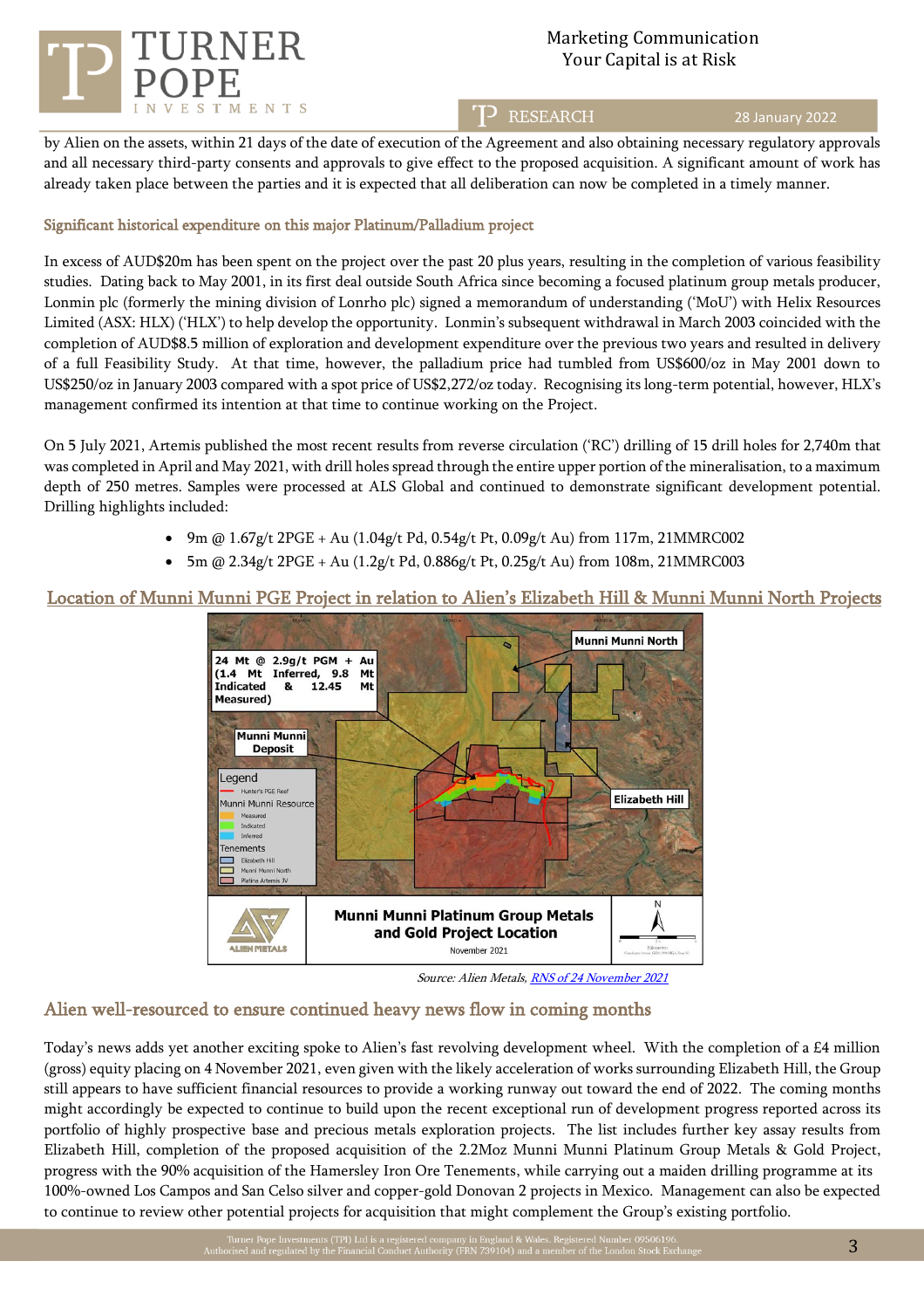by Alien on the assets, within 21 days of the date of execution of the Agreement and also obtaining necessary regulatory approvals and all necessary third-party consents and approvals to give effect to the proposed acquisition. A significant amount of work has already taken place between the parties and it is expected that all deliberation can now be completed in a timely manner.

## Significant historical expenditure on this major Platinum/Palladium project

In excess of AUD$20m has been spent on the project over the past 20 plus years, resulting in the completion of various feasibility studies. Dating back to May 2001, in its first deal outside South Africa since becoming a focused platinum group metals producer, Lonmin plc (formerly the mining division of Lonrho plc) signed a memorandum of understanding ('MoU') with Helix Resources Limited (ASX: HLX) ('HLX') to help develop the opportunity. Lonmin's subsequent withdrawal in March 2003 coincided with the completion of AUD$8.5 million of exploration and development expenditure over the previous two years and resulted in delivery of a full Feasibility Study. At that time, however, the palladium price had tumbled from US$600/oz in May 2001 down to US$250/oz in January 2003 compared with a spot price of US$2,272/oz today. Recognising its long-term potential, however, HLX's management confirmed its intention at that time to continue working on the Project.

On 5 July 2021, Artemis published the most recent results from reverse circulation ('RC') drilling of 15 drill holes for 2,740m that was completed in April and May 2021, with drill holes spread through the entire upper portion of the mineralisation, to a maximum depth of 250 metres. Samples were processed at ALS Global and continued to demonstrate significant development potential. Drilling highlights included:

- 9m @ 1.67g/t 2PGE + Au (1.04g/t Pd, 0.54g/t Pt, 0.09g/t Au) from 117m, 21MMRC002
- 5m @ 2.34g/t 2PGE + Au (1.2g/t Pd, 0.886g/t Pt, 0.25g/t Au) from 108m, 21MMRC003

## Location of Munni Munni PGE Project in relation to Alien's Elizabeth Hill & Munni Munni North Projects

Munni Munni North

24 Mt @ 2.9g/t PGM + Au (1.4 Mt Inferred, 9.8 Mt Indicated & 12.45 Mt Measured)

Munni Munni Deposit

Elizabeth Hill

Legend: Hunter's PGE Reef; Munni Munni Resource: Measured, Indicated, Inferred; Tenements: Elizabeth Hill, Munni Munni North, Platina Artemis JV

Munni Munni Platinum Group Metals and Gold Project Location

November 2021

*Source: Alien Metals, RNS of 24 November 2021*

## Alien well-resourced to ensure continued heavy news flow in coming months

Today's news adds yet another exciting spoke to Alien's fast revolving development wheel. With the completion of a £4 million (gross) equity placing on 4 November 2021, even given with the likely acceleration of works surrounding Elizabeth Hill, the Group still appears to have sufficient financial resources to provide a working runway out toward the end of 2022. The coming months might accordingly be expected to continue to build upon the recent exceptional run of development progress reported across its portfolio of highly prospective base and precious metals exploration projects. The list includes further key assay results from Elizabeth Hill, completion of the proposed acquisition of the 2.2Moz Munni Munni Platinum Group Metals & Gold Project, progress with the 90% acquisition of the Hamersley Iron Ore Tenements, while carrying out a maiden drilling programme at its 100%-owned Los Campos and San Celso silver and copper-gold Donovan 2 projects in Mexico. Management can also be expected to continue to review other potential projects for acquisition that might complement the Group's existing portfolio.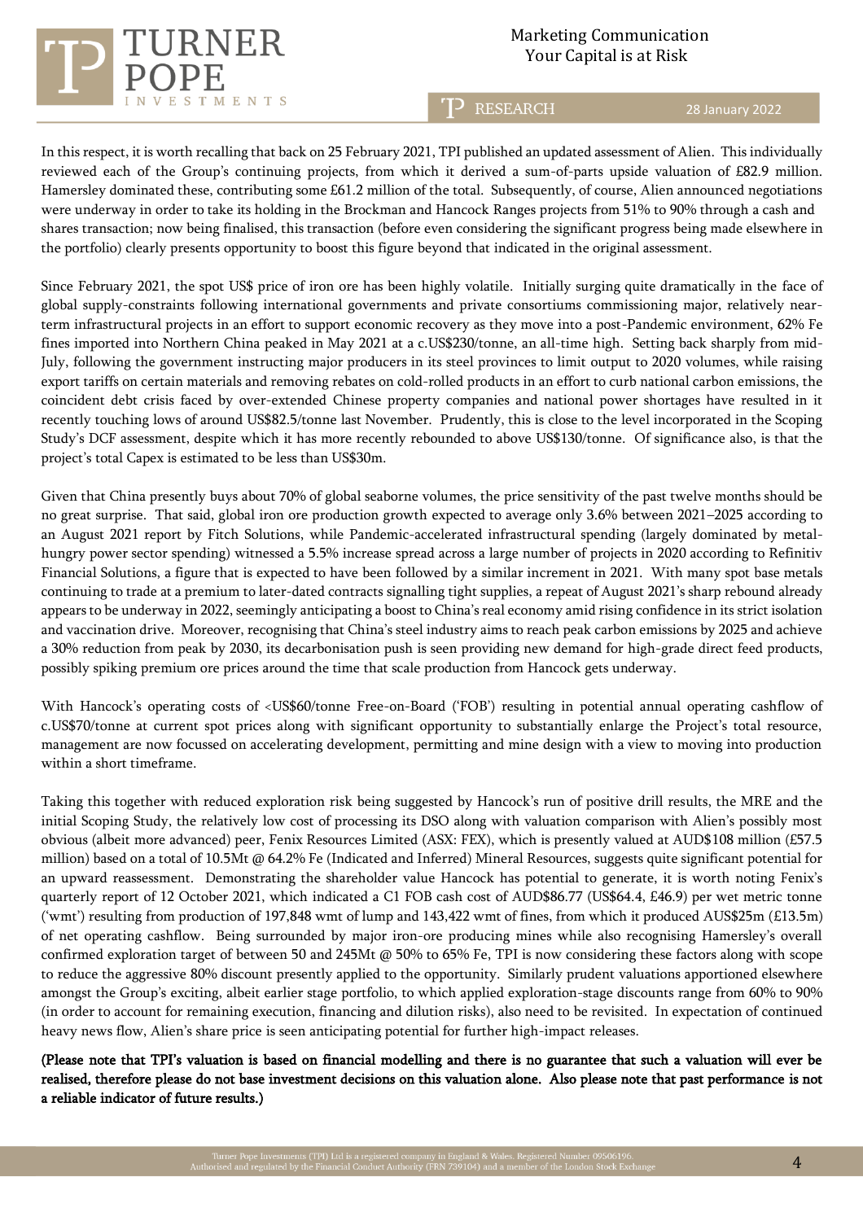In this respect, it is worth recalling that back on 25 February 2021, TPI published an updated assessment of Alien. This individually reviewed each of the Group's continuing projects, from which it derived a sum-of-parts upside valuation of £82.9 million. Hamersley dominated these, contributing some £61.2 million of the total. Subsequently, of course, Alien announced negotiations were underway in order to take its holding in the Brockman and Hancock Ranges projects from 51% to 90% through a cash and shares transaction; now being finalised, this transaction (before even considering the significant progress being made elsewhere in the portfolio) clearly presents opportunity to boost this figure beyond that indicated in the original assessment.

Since February 2021, the spot US$ price of iron ore has been highly volatile. Initially surging quite dramatically in the face of global supply-constraints following international governments and private consortiums commissioning major, relatively near-term infrastructural projects in an effort to support economic recovery as they move into a post-Pandemic environment, 62% Fe fines imported into Northern China peaked in May 2021 at a c.US$230/tonne, an all-time high. Setting back sharply from mid-July, following the government instructing major producers in its steel provinces to limit output to 2020 volumes, while raising export tariffs on certain materials and removing rebates on cold-rolled products in an effort to curb national carbon emissions, the coincident debt crisis faced by over-extended Chinese property companies and national power shortages have resulted in it recently touching lows of around US$82.5/tonne last November. Prudently, this is close to the level incorporated in the Scoping Study's DCF assessment, despite which it has more recently rebounded to above US$130/tonne. Of significance also, is that the project's total Capex is estimated to be less than US$30m.

Given that China presently buys about 70% of global seaborne volumes, the price sensitivity of the past twelve months should be no great surprise. That said, global iron ore production growth expected to average only 3.6% between 2021–2025 according to an August 2021 report by Fitch Solutions, while Pandemic-accelerated infrastructural spending (largely dominated by metal-hungry power sector spending) witnessed a 5.5% increase spread across a large number of projects in 2020 according to Refinitiv Financial Solutions, a figure that is expected to have been followed by a similar increment in 2021. With many spot base metals continuing to trade at a premium to later-dated contracts signalling tight supplies, a repeat of August 2021's sharp rebound already appears to be underway in 2022, seemingly anticipating a boost to China's real economy amid rising confidence in its strict isolation and vaccination drive. Moreover, recognising that China's steel industry aims to reach peak carbon emissions by 2025 and achieve a 30% reduction from peak by 2030, its decarbonisation push is seen providing new demand for high-grade direct feed products, possibly spiking premium ore prices around the time that scale production from Hancock gets underway.

With Hancock's operating costs of <US$60/tonne Free-on-Board ('FOB') resulting in potential annual operating cashflow of c.US$70/tonne at current spot prices along with significant opportunity to substantially enlarge the Project's total resource, management are now focussed on accelerating development, permitting and mine design with a view to moving into production within a short timeframe.

Taking this together with reduced exploration risk being suggested by Hancock's run of positive drill results, the MRE and the initial Scoping Study, the relatively low cost of processing its DSO along with valuation comparison with Alien's possibly most obvious (albeit more advanced) peer, Fenix Resources Limited (ASX: FEX), which is presently valued at AUD$108 million (£57.5 million) based on a total of 10.5Mt @ 64.2% Fe (Indicated and Inferred) Mineral Resources, suggests quite significant potential for an upward reassessment. Demonstrating the shareholder value Hancock has potential to generate, it is worth noting Fenix's quarterly report of 12 October 2021, which indicated a C1 FOB cash cost of AUD$86.77 (US$64.4, £46.9) per wet metric tonne ('wmt') resulting from production of 197,848 wmt of lump and 143,422 wmt of fines, from which it produced AUS$25m (£13.5m) of net operating cashflow. Being surrounded by major iron-ore producing mines while also recognising Hamersley's overall confirmed exploration target of between 50 and 245Mt @ 50% to 65% Fe, TPI is now considering these factors along with scope to reduce the aggressive 80% discount presently applied to the opportunity. Similarly prudent valuations apportioned elsewhere amongst the Group's exciting, albeit earlier stage portfolio, to which applied exploration-stage discounts range from 60% to 90% (in order to account for remaining execution, financing and dilution risks), also need to be revisited. In expectation of continued heavy news flow, Alien's share price is seen anticipating potential for further high-impact releases.

**(Please note that TPI's valuation is based on financial modelling and there is no guarantee that such a valuation will ever be realised, therefore please do not base investment decisions on this valuation alone. Also please note that past performance is not a reliable indicator of future results.)**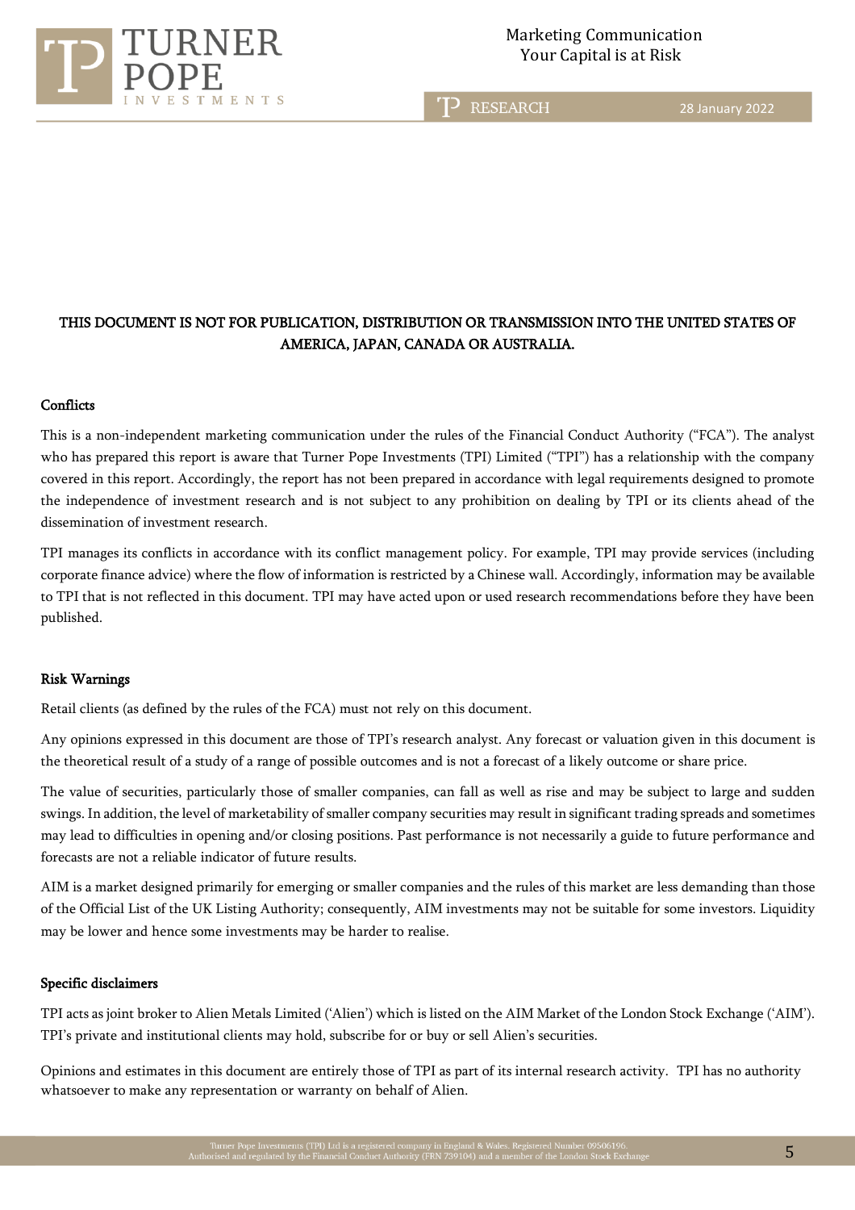**THIS DOCUMENT IS NOT FOR PUBLICATION, DISTRIBUTION OR TRANSMISSION INTO THE UNITED STATES OF AMERICA, JAPAN, CANADA OR AUSTRALIA.**

### Conflicts

This is a non-independent marketing communication under the rules of the Financial Conduct Authority ("FCA"). The analyst who has prepared this report is aware that Turner Pope Investments (TPI) Limited ("TPI") has a relationship with the company covered in this report. Accordingly, the report has not been prepared in accordance with legal requirements designed to promote the independence of investment research and is not subject to any prohibition on dealing by TPI or its clients ahead of the dissemination of investment research.

TPI manages its conflicts in accordance with its conflict management policy. For example, TPI may provide services (including corporate finance advice) where the flow of information is restricted by a Chinese wall. Accordingly, information may be available to TPI that is not reflected in this document. TPI may have acted upon or used research recommendations before they have been published.

### Risk Warnings

Retail clients (as defined by the rules of the FCA) must not rely on this document.

Any opinions expressed in this document are those of TPI's research analyst. Any forecast or valuation given in this document is the theoretical result of a study of a range of possible outcomes and is not a forecast of a likely outcome or share price.

The value of securities, particularly those of smaller companies, can fall as well as rise and may be subject to large and sudden swings. In addition, the level of marketability of smaller company securities may result in significant trading spreads and sometimes may lead to difficulties in opening and/or closing positions. Past performance is not necessarily a guide to future performance and forecasts are not a reliable indicator of future results.

AIM is a market designed primarily for emerging or smaller companies and the rules of this market are less demanding than those of the Official List of the UK Listing Authority; consequently, AIM investments may not be suitable for some investors. Liquidity may be lower and hence some investments may be harder to realise.

### Specific disclaimers

TPI acts as joint broker to Alien Metals Limited ('Alien') which is listed on the AIM Market of the London Stock Exchange ('AIM'). TPI's private and institutional clients may hold, subscribe for or buy or sell Alien's securities.

Opinions and estimates in this document are entirely those of TPI as part of its internal research activity. TPI has no authority whatsoever to make any representation or warranty on behalf of Alien.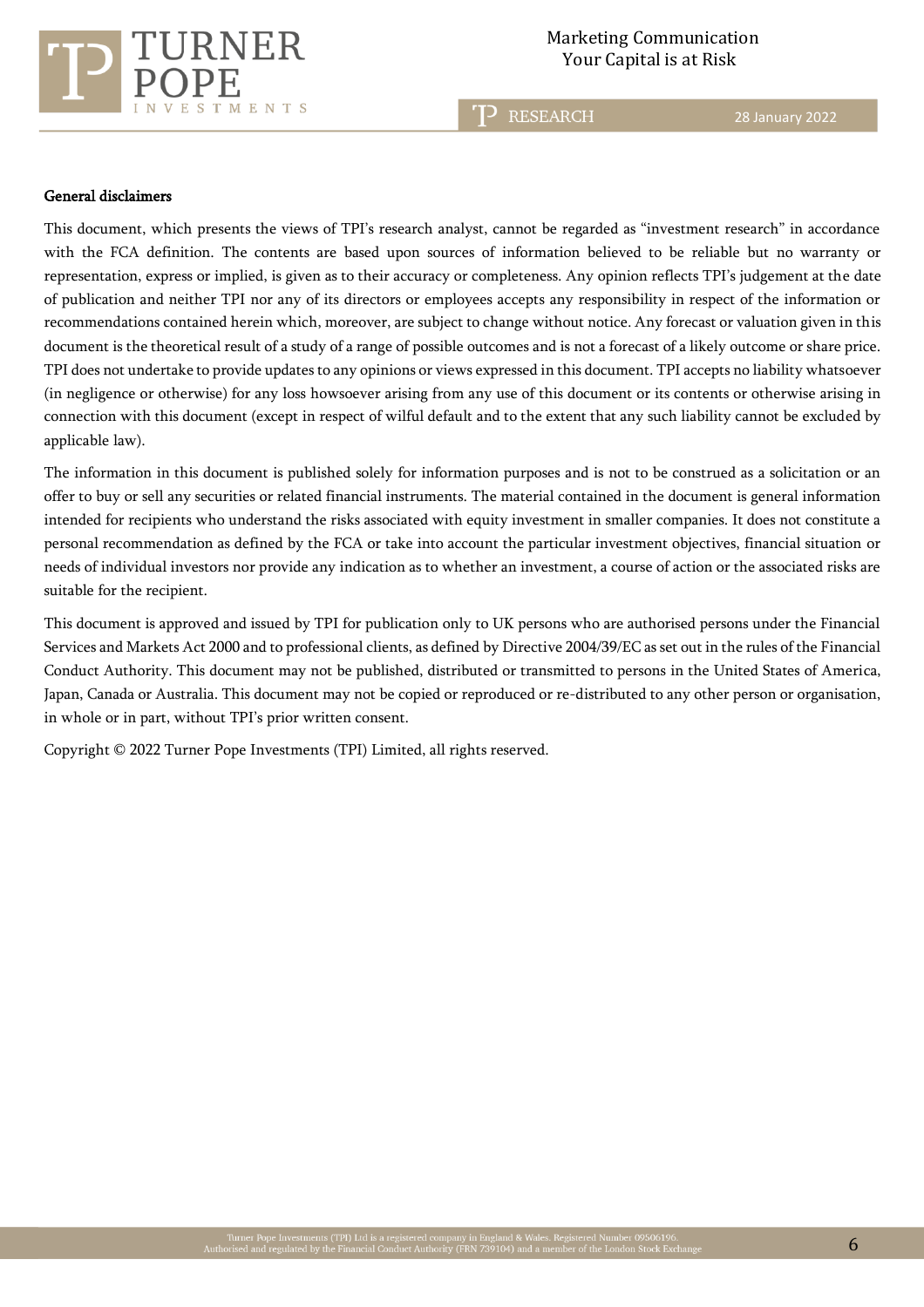**General disclaimers**

This document, which presents the views of TPI's research analyst, cannot be regarded as "investment research" in accordance with the FCA definition. The contents are based upon sources of information believed to be reliable but no warranty or representation, express or implied, is given as to their accuracy or completeness. Any opinion reflects TPI's judgement at the date of publication and neither TPI nor any of its directors or employees accepts any responsibility in respect of the information or recommendations contained herein which, moreover, are subject to change without notice. Any forecast or valuation given in this document is the theoretical result of a study of a range of possible outcomes and is not a forecast of a likely outcome or share price. TPI does not undertake to provide updates to any opinions or views expressed in this document. TPI accepts no liability whatsoever (in negligence or otherwise) for any loss howsoever arising from any use of this document or its contents or otherwise arising in connection with this document (except in respect of wilful default and to the extent that any such liability cannot be excluded by applicable law).

The information in this document is published solely for information purposes and is not to be construed as a solicitation or an offer to buy or sell any securities or related financial instruments. The material contained in the document is general information intended for recipients who understand the risks associated with equity investment in smaller companies. It does not constitute a personal recommendation as defined by the FCA or take into account the particular investment objectives, financial situation or needs of individual investors nor provide any indication as to whether an investment, a course of action or the associated risks are suitable for the recipient.

This document is approved and issued by TPI for publication only to UK persons who are authorised persons under the Financial Services and Markets Act 2000 and to professional clients, as defined by Directive 2004/39/EC as set out in the rules of the Financial Conduct Authority. This document may not be published, distributed or transmitted to persons in the United States of America, Japan, Canada or Australia. This document may not be copied or reproduced or re-distributed to any other person or organisation, in whole or in part, without TPI's prior written consent.

Copyright © 2022 Turner Pope Investments (TPI) Limited, all rights reserved.